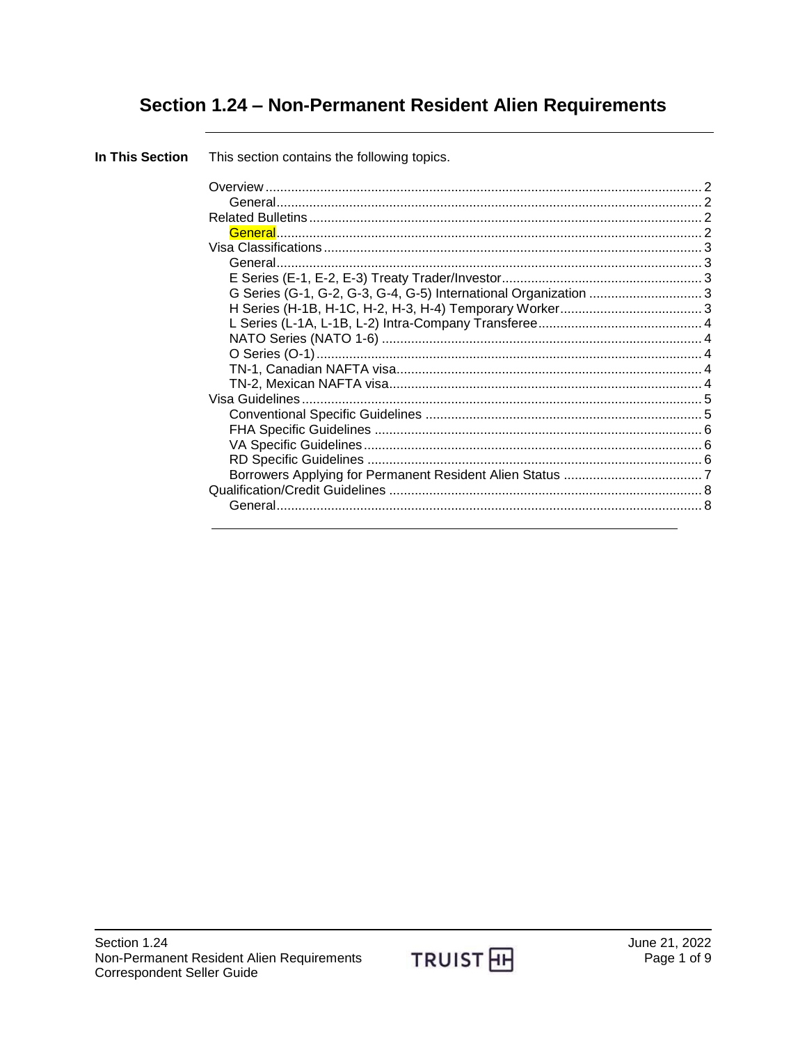# Section 1.24 – Non-Permanent Resident Alien Requirements

**In This Section** This section contains the following topics.

- Overview ..... 2
  - General ..... 2
- Related Bulletins ..... 2
  - General ..... 2
- Visa Classifications ..... 3
  - General ..... 3
  - E Series (E-1, E-2, E-3) Treaty Trader/Investor ..... 3
  - G Series (G-1, G-2, G-3, G-4, G-5) International Organization ..... 3
  - H Series (H-1B, H-1C, H-2, H-3, H-4) Temporary Worker ..... 3
  - L Series (L-1A, L-1B, L-2) Intra-Company Transferee ..... 4
  - NATO Series (NATO 1-6) ..... 4
  - O Series (O-1) ..... 4
  - TN-1, Canadian NAFTA visa ..... 4
  - TN-2, Mexican NAFTA visa ..... 4
- Visa Guidelines ..... 5
  - Conventional Specific Guidelines ..... 5
  - FHA Specific Guidelines ..... 6
  - VA Specific Guidelines ..... 6
  - RD Specific Guidelines ..... 6
  - Borrowers Applying for Permanent Resident Alien Status ..... 7
- Qualification/Credit Guidelines ..... 8
  - General ..... 8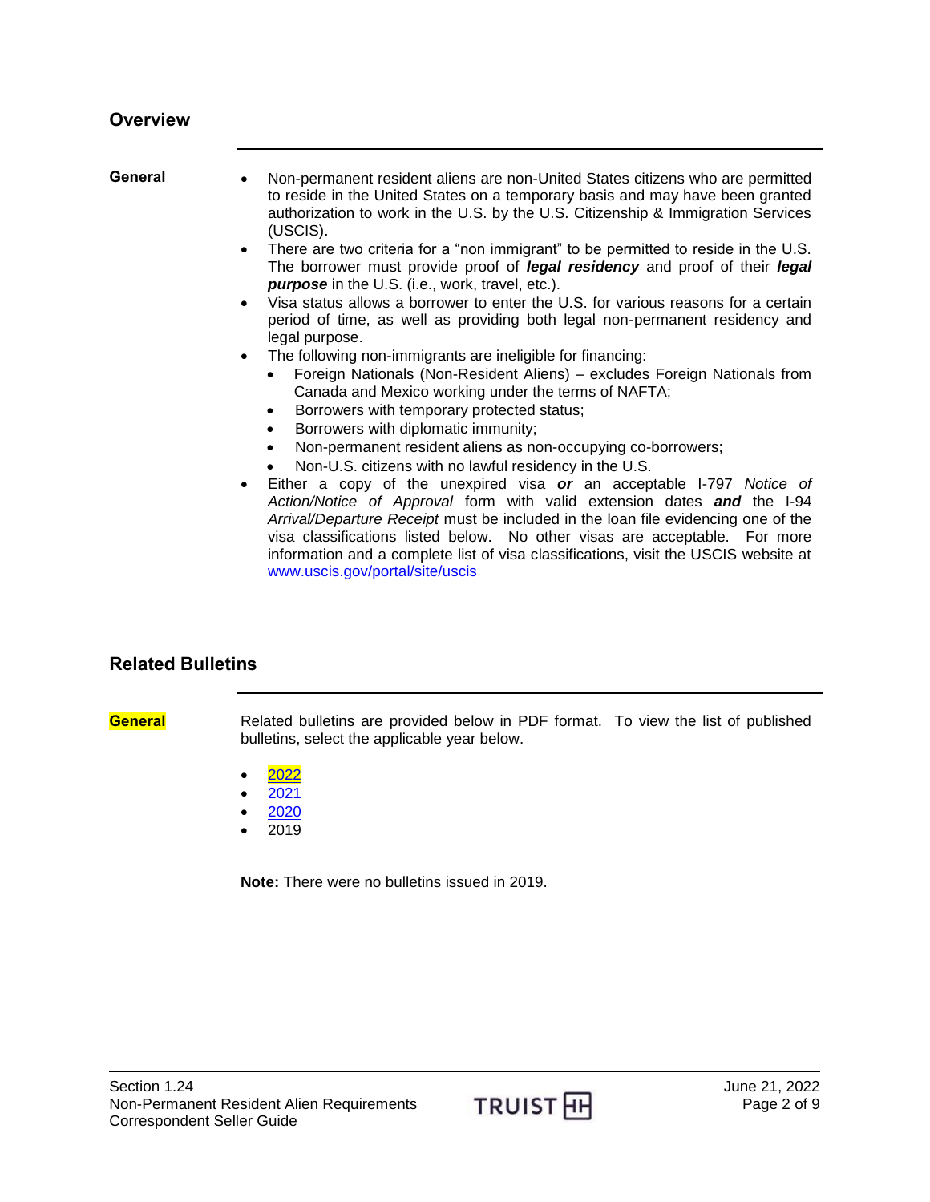## Overview

**General**

- Non-permanent resident aliens are non-United States citizens who are permitted to reside in the United States on a temporary basis and may have been granted authorization to work in the U.S. by the U.S. Citizenship & Immigration Services (USCIS).
- There are two criteria for a "non immigrant" to be permitted to reside in the U.S. The borrower must provide proof of ***legal residency*** and proof of their ***legal purpose*** in the U.S. (i.e., work, travel, etc.).
- Visa status allows a borrower to enter the U.S. for various reasons for a certain period of time, as well as providing both legal non-permanent residency and legal purpose.
- The following non-immigrants are ineligible for financing:
  - Foreign Nationals (Non-Resident Aliens) – excludes Foreign Nationals from Canada and Mexico working under the terms of NAFTA;
  - Borrowers with temporary protected status;
  - Borrowers with diplomatic immunity;
  - Non-permanent resident aliens as non-occupying co-borrowers;
  - Non-U.S. citizens with no lawful residency in the U.S.
- Either a copy of the unexpired visa ***or*** an acceptable I-797 *Notice of Action/Notice of Approval* form with valid extension dates ***and*** the I-94 *Arrival/Departure Receipt* must be included in the loan file evidencing one of the visa classifications listed below. No other visas are acceptable. For more information and a complete list of visa classifications, visit the USCIS website at [www.uscis.gov/portal/site/uscis](www.uscis.gov/portal/site/uscis)

## Related Bulletins

**General**

Related bulletins are provided below in PDF format. To view the list of published bulletins, select the applicable year below.

- 2022
- 2021
- 2020
- 2019

**Note:** There were no bulletins issued in 2019.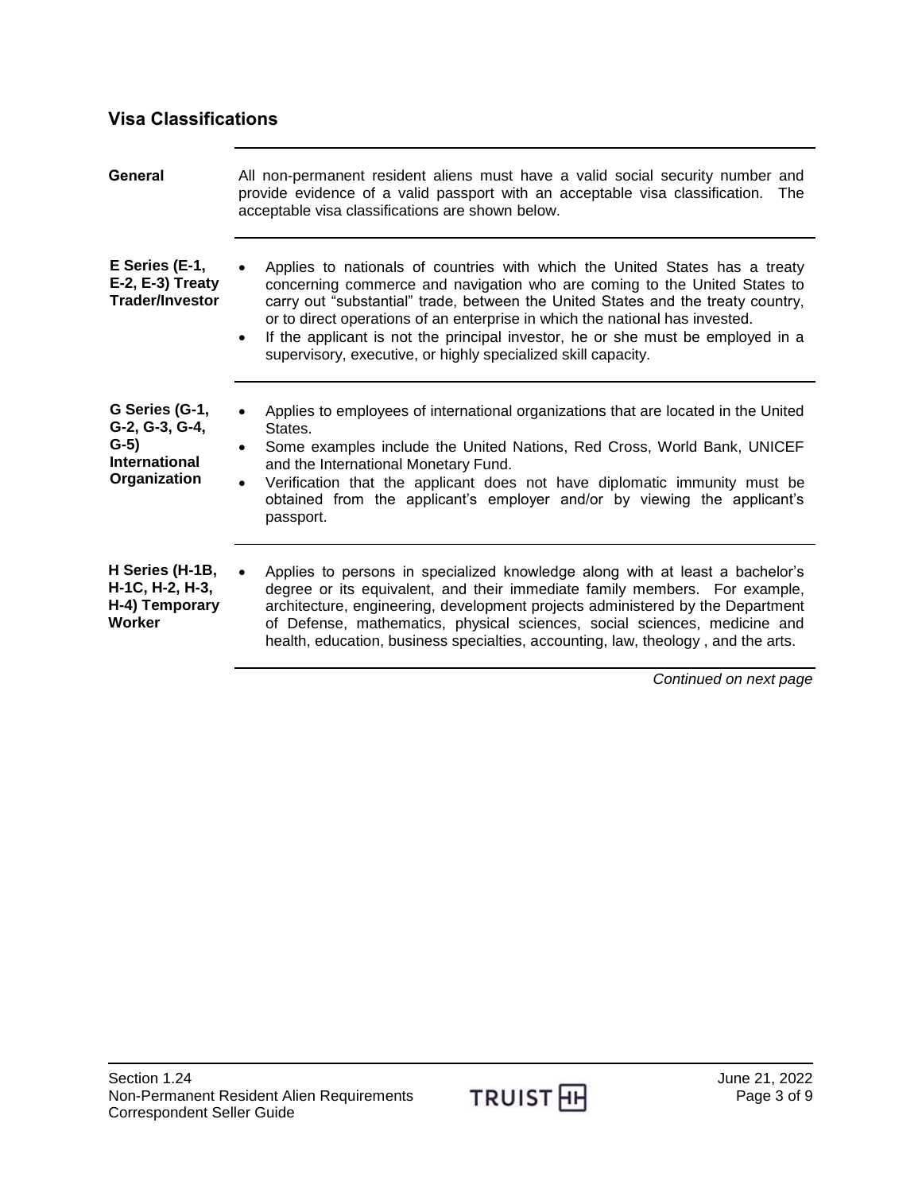## Visa Classifications

**General**

All non-permanent resident aliens must have a valid social security number and provide evidence of a valid passport with an acceptable visa classification. The acceptable visa classifications are shown below.

**E Series (E-1, E-2, E-3) Treaty Trader/Investor**

- Applies to nationals of countries with which the United States has a treaty concerning commerce and navigation who are coming to the United States to carry out "substantial" trade, between the United States and the treaty country, or to direct operations of an enterprise in which the national has invested.
- If the applicant is not the principal investor, he or she must be employed in a supervisory, executive, or highly specialized skill capacity.

**G Series (G-1, G-2, G-3, G-4, G-5) International Organization**

- Applies to employees of international organizations that are located in the United States.
- Some examples include the United Nations, Red Cross, World Bank, UNICEF and the International Monetary Fund.
- Verification that the applicant does not have diplomatic immunity must be obtained from the applicant's employer and/or by viewing the applicant's passport.

**H Series (H-1B, H-1C, H-2, H-3, H-4) Temporary Worker**

- Applies to persons in specialized knowledge along with at least a bachelor's degree or its equivalent, and their immediate family members. For example, architecture, engineering, development projects administered by the Department of Defense, mathematics, physical sciences, social sciences, medicine and health, education, business specialties, accounting, law, theology , and the arts.

*Continued on next page*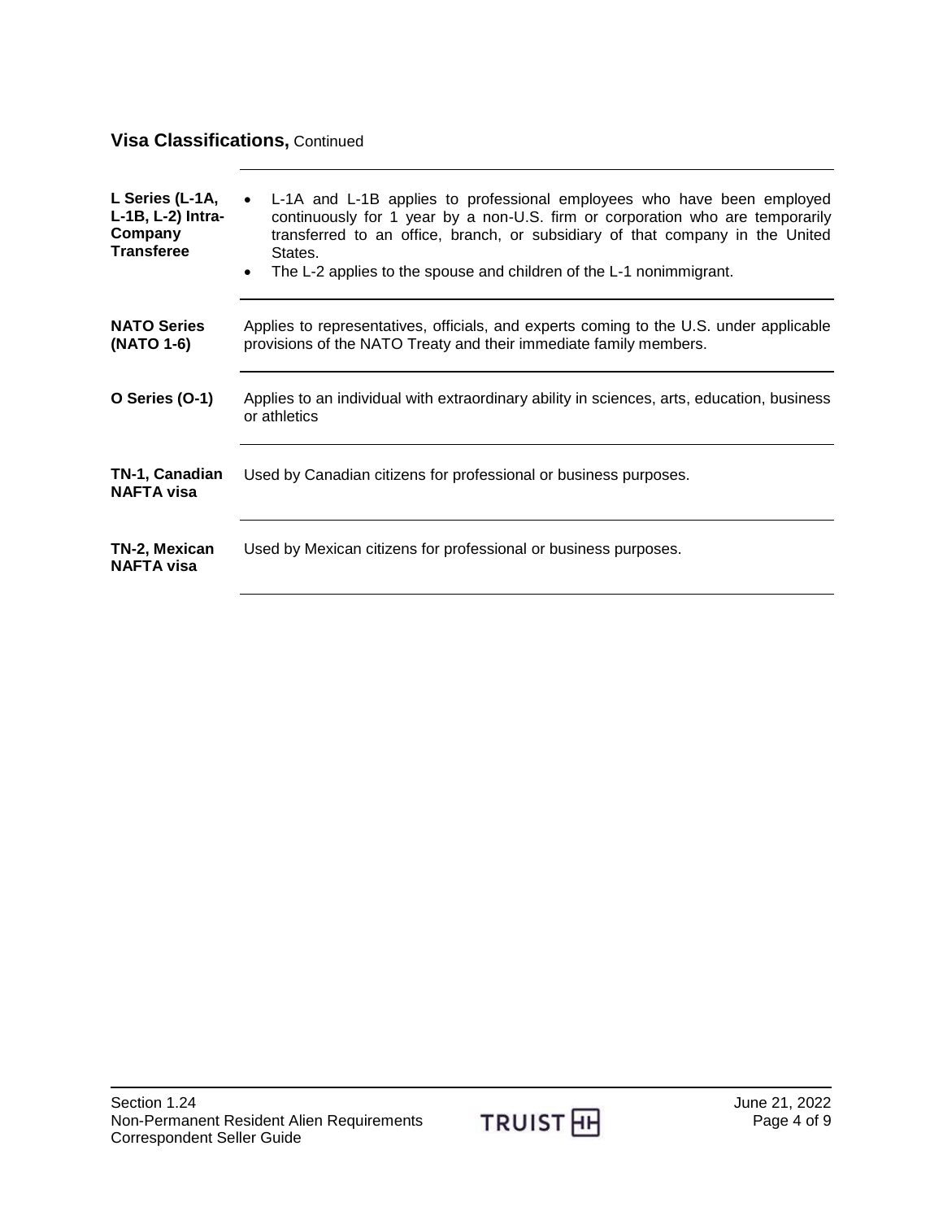## Visa Classifications, Continued

| | |
|---|---|
| **L Series (L-1A, L-1B, L-2) Intra-Company Transferee** | • L-1A and L-1B applies to professional employees who have been employed continuously for 1 year by a non-U.S. firm or corporation who are temporarily transferred to an office, branch, or subsidiary of that company in the United States.<br>• The L-2 applies to the spouse and children of the L-1 nonimmigrant. |
| **NATO Series (NATO 1-6)** | Applies to representatives, officials, and experts coming to the U.S. under applicable provisions of the NATO Treaty and their immediate family members. |
| **O Series (O-1)** | Applies to an individual with extraordinary ability in sciences, arts, education, business or athletics |
| **TN-1, Canadian NAFTA visa** | Used by Canadian citizens for professional or business purposes. |
| **TN-2, Mexican NAFTA visa** | Used by Mexican citizens for professional or business purposes. |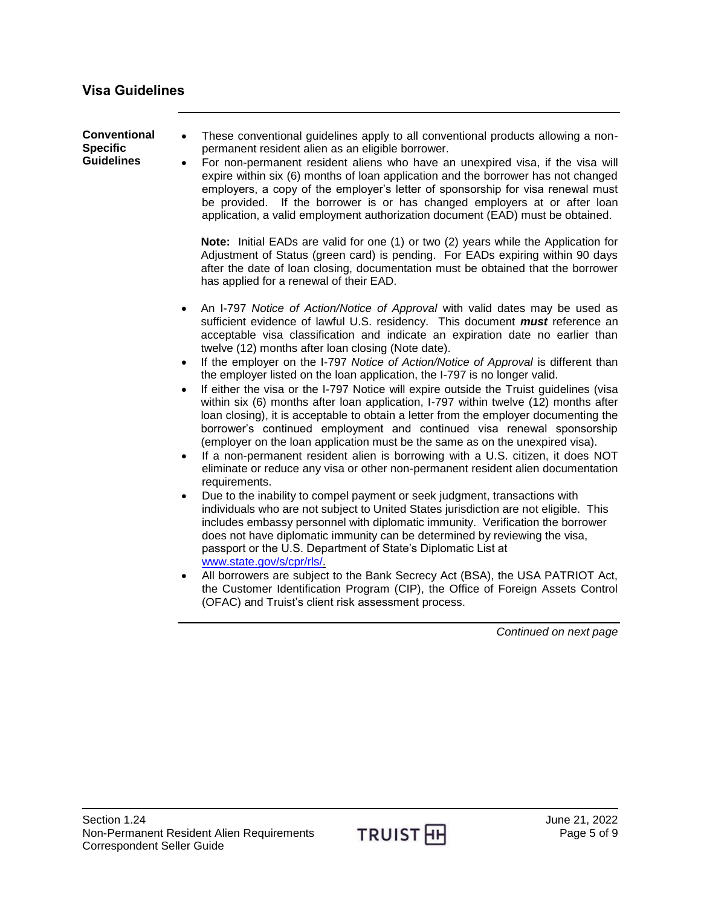## Visa Guidelines

**Conventional Specific Guidelines**

- These conventional guidelines apply to all conventional products allowing a non-permanent resident alien as an eligible borrower.
- For non-permanent resident aliens who have an unexpired visa, if the visa will expire within six (6) months of loan application and the borrower has not changed employers, a copy of the employer's letter of sponsorship for visa renewal must be provided. If the borrower is or has changed employers at or after loan application, a valid employment authorization document (EAD) must be obtained.

  **Note:** Initial EADs are valid for one (1) or two (2) years while the Application for Adjustment of Status (green card) is pending. For EADs expiring within 90 days after the date of loan closing, documentation must be obtained that the borrower has applied for a renewal of their EAD.

- An I-797 *Notice of Action/Notice of Approval* with valid dates may be used as sufficient evidence of lawful U.S. residency. This document ***must*** reference an acceptable visa classification and indicate an expiration date no earlier than twelve (12) months after loan closing (Note date).
- If the employer on the I-797 *Notice of Action/Notice of Approval* is different than the employer listed on the loan application, the I-797 is no longer valid.
- If either the visa or the I-797 Notice will expire outside the Truist guidelines (visa within six (6) months after loan application, I-797 within twelve (12) months after loan closing), it is acceptable to obtain a letter from the employer documenting the borrower's continued employment and continued visa renewal sponsorship (employer on the loan application must be the same as on the unexpired visa).
- If a non-permanent resident alien is borrowing with a U.S. citizen, it does NOT eliminate or reduce any visa or other non-permanent resident alien documentation requirements.
- Due to the inability to compel payment or seek judgment, transactions with individuals who are not subject to United States jurisdiction are not eligible. This includes embassy personnel with diplomatic immunity. Verification the borrower does not have diplomatic immunity can be determined by reviewing the visa, passport or the U.S. Department of State's Diplomatic List at [www.state.gov/s/cpr/rls/](http://www.state.gov/s/cpr/rls/).
- All borrowers are subject to the Bank Secrecy Act (BSA), the USA PATRIOT Act, the Customer Identification Program (CIP), the Office of Foreign Assets Control (OFAC) and Truist's client risk assessment process.

*Continued on next page*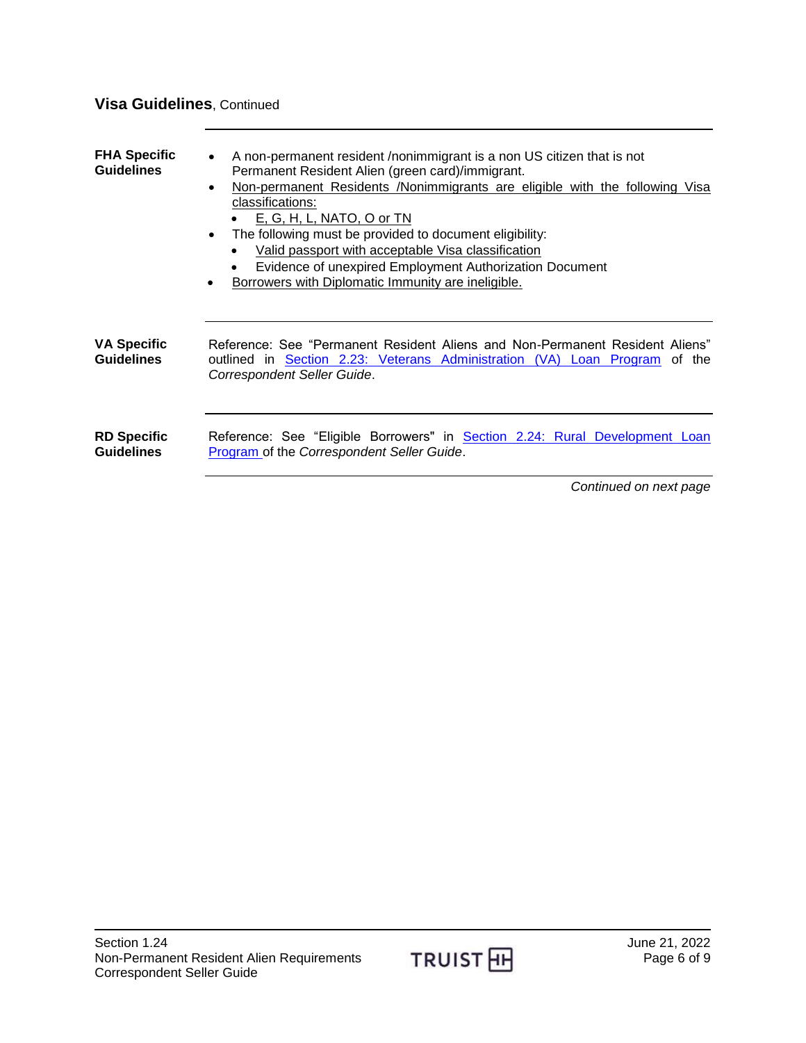## Visa Guidelines, Continued

**FHA Specific Guidelines**

- A non-permanent resident /nonimmigrant is a non US citizen that is not Permanent Resident Alien (green card)/immigrant.
- Non-permanent Residents /Nonimmigrants are eligible with the following Visa classifications:
  - E, G, H, L, NATO, O or TN
- The following must be provided to document eligibility:
  - Valid passport with acceptable Visa classification
  - Evidence of unexpired Employment Authorization Document
- Borrowers with Diplomatic Immunity are ineligible.

**VA Specific Guidelines**

Reference: See "Permanent Resident Aliens and Non-Permanent Resident Aliens" outlined in Section 2.23: Veterans Administration (VA) Loan Program of the *Correspondent Seller Guide*.

**RD Specific Guidelines**

Reference: See "Eligible Borrowers" in Section 2.24: Rural Development Loan Program of the *Correspondent Seller Guide*.

*Continued on next page*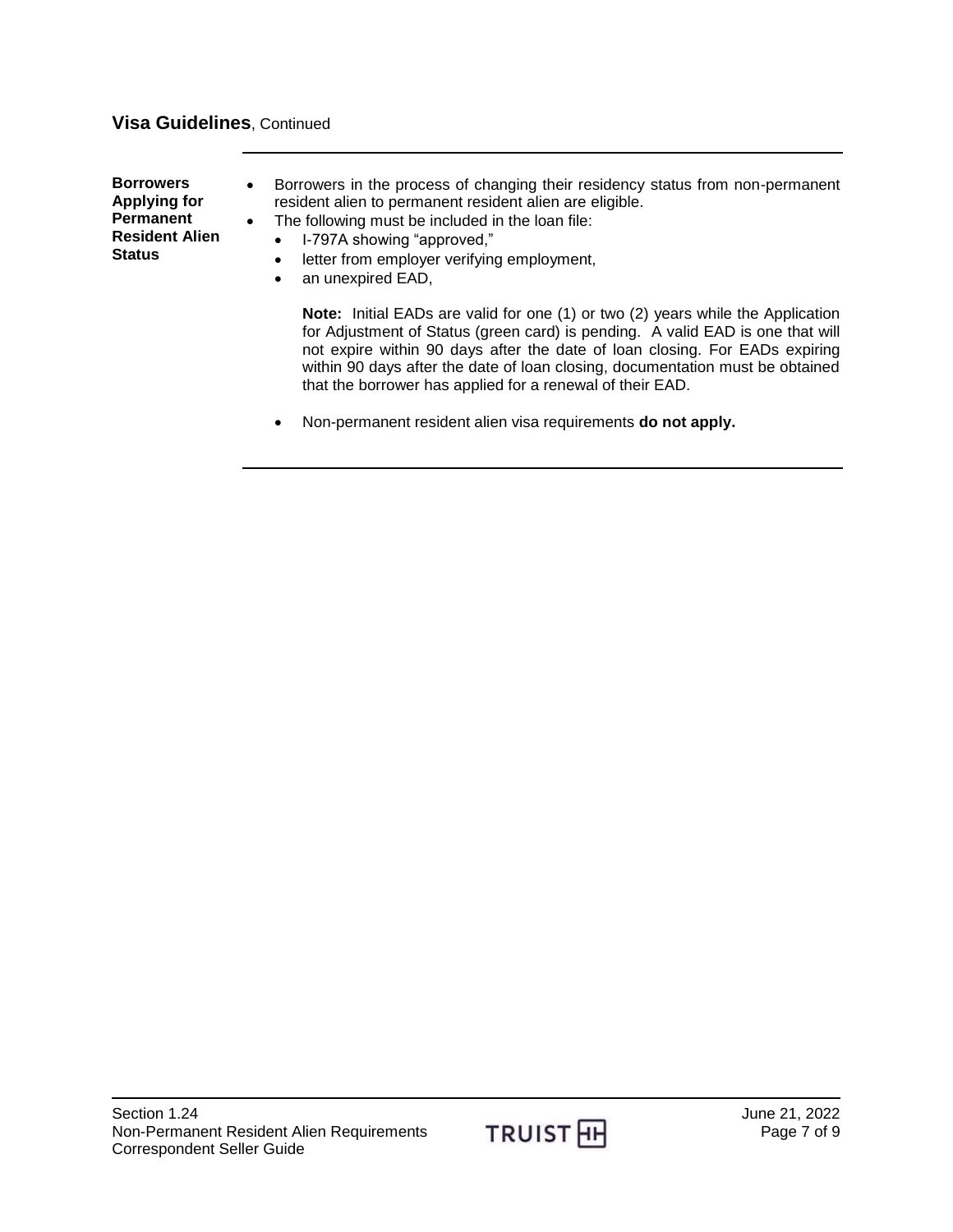## Visa Guidelines, Continued

**Borrowers Applying for Permanent Resident Alien Status**

- Borrowers in the process of changing their residency status from non-permanent resident alien to permanent resident alien are eligible.
- The following must be included in the loan file:
  - I-797A showing "approved,"
  - letter from employer verifying employment,
  - an unexpired EAD,

    **Note:** Initial EADs are valid for one (1) or two (2) years while the Application for Adjustment of Status (green card) is pending. A valid EAD is one that will not expire within 90 days after the date of loan closing. For EADs expiring within 90 days after the date of loan closing, documentation must be obtained that the borrower has applied for a renewal of their EAD.

  - Non-permanent resident alien visa requirements **do not apply.**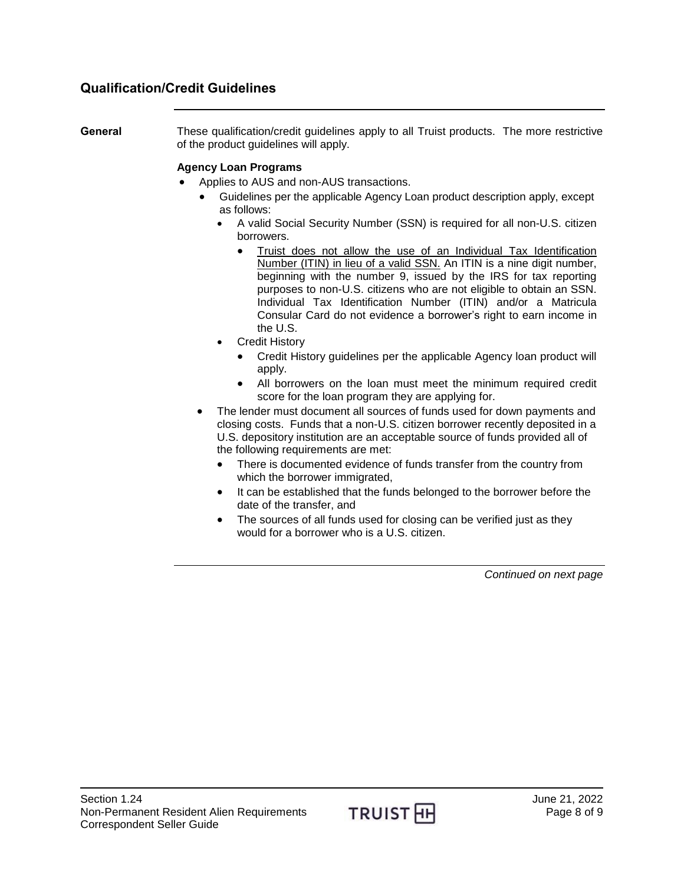## Qualification/Credit Guidelines

**General**

These qualification/credit guidelines apply to all Truist products. The more restrictive of the product guidelines will apply.

**Agency Loan Programs**

- Applies to AUS and non-AUS transactions.
  - Guidelines per the applicable Agency Loan product description apply, except as follows:
    - A valid Social Security Number (SSN) is required for all non-U.S. citizen borrowers.
      - <u>Truist does not allow the use of an Individual Tax Identification Number (ITIN) in lieu of a valid SSN.</u> An ITIN is a nine digit number, beginning with the number 9, issued by the IRS for tax reporting purposes to non-U.S. citizens who are not eligible to obtain an SSN. Individual Tax Identification Number (ITIN) and/or a Matricula Consular Card do not evidence a borrower's right to earn income in the U.S.
    - Credit History
      - Credit History guidelines per the applicable Agency loan product will apply.
      - All borrowers on the loan must meet the minimum required credit score for the loan program they are applying for.
  - The lender must document all sources of funds used for down payments and closing costs. Funds that a non-U.S. citizen borrower recently deposited in a U.S. depository institution are an acceptable source of funds provided all of the following requirements are met:
    - There is documented evidence of funds transfer from the country from which the borrower immigrated,
    - It can be established that the funds belonged to the borrower before the date of the transfer, and
    - The sources of all funds used for closing can be verified just as they would for a borrower who is a U.S. citizen.

*Continued on next page*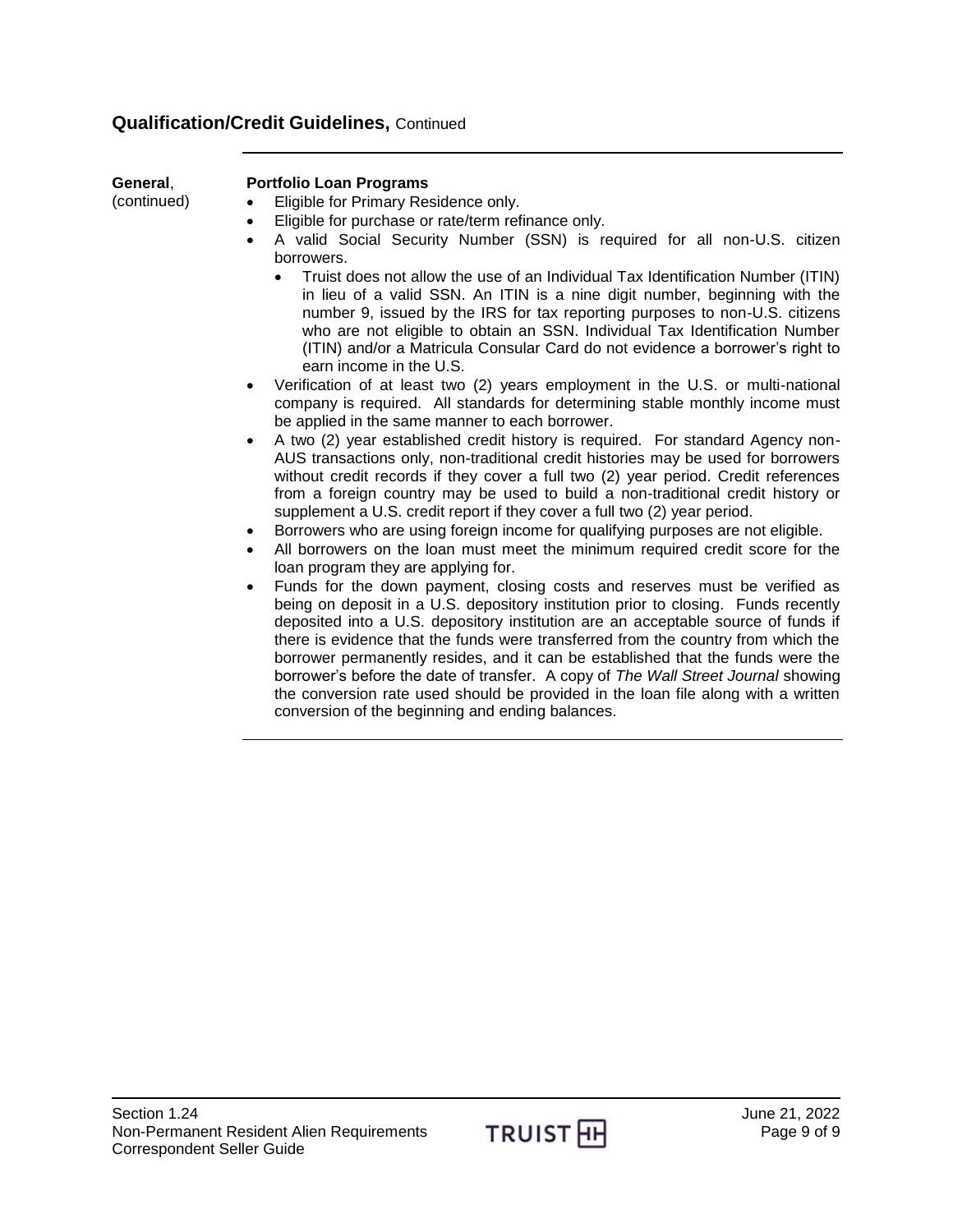## Qualification/Credit Guidelines, Continued

**General**, (continued)

**Portfolio Loan Programs**

- Eligible for Primary Residence only.
- Eligible for purchase or rate/term refinance only.
- A valid Social Security Number (SSN) is required for all non-U.S. citizen borrowers.
  - Truist does not allow the use of an Individual Tax Identification Number (ITIN) in lieu of a valid SSN. An ITIN is a nine digit number, beginning with the number 9, issued by the IRS for tax reporting purposes to non-U.S. citizens who are not eligible to obtain an SSN. Individual Tax Identification Number (ITIN) and/or a Matricula Consular Card do not evidence a borrower's right to earn income in the U.S.
- Verification of at least two (2) years employment in the U.S. or multi-national company is required. All standards for determining stable monthly income must be applied in the same manner to each borrower.
- A two (2) year established credit history is required. For standard Agency non-AUS transactions only, non-traditional credit histories may be used for borrowers without credit records if they cover a full two (2) year period. Credit references from a foreign country may be used to build a non-traditional credit history or supplement a U.S. credit report if they cover a full two (2) year period.
- Borrowers who are using foreign income for qualifying purposes are not eligible.
- All borrowers on the loan must meet the minimum required credit score for the loan program they are applying for.
- Funds for the down payment, closing costs and reserves must be verified as being on deposit in a U.S. depository institution prior to closing. Funds recently deposited into a U.S. depository institution are an acceptable source of funds if there is evidence that the funds were transferred from the country from which the borrower permanently resides, and it can be established that the funds were the borrower's before the date of transfer. A copy of *The Wall Street Journal* showing the conversion rate used should be provided in the loan file along with a written conversion of the beginning and ending balances.